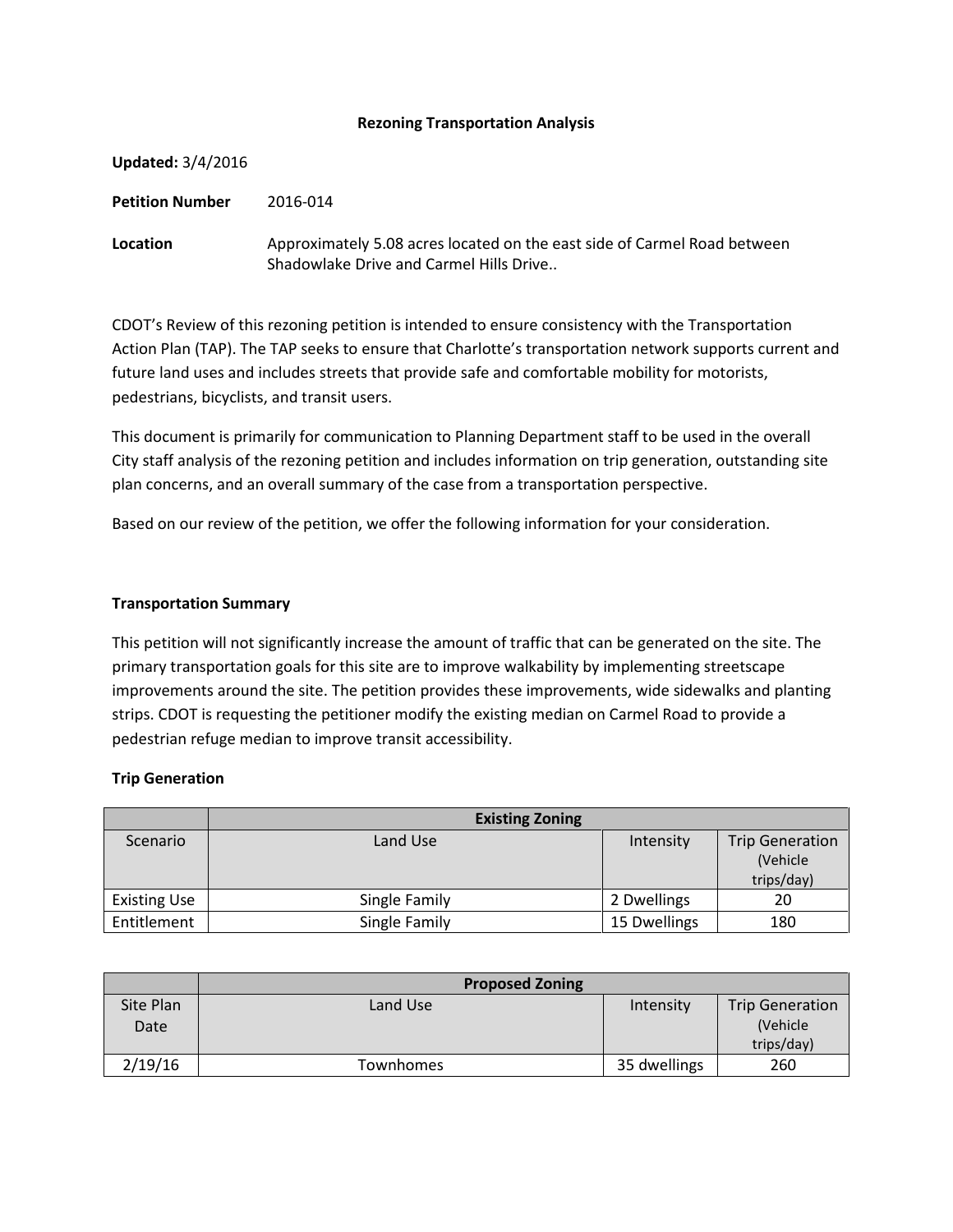# Rezoning Transportation Analysis

**Updated:** 3/4/2016

**Petition Number** 2016-014

**Location** Approximately 5.08 acres located on the east side of Carmel Road between Shadowlake Drive and Carmel Hills Drive..

CDOT's Review of this rezoning petition is intended to ensure consistency with the Transportation Action Plan (TAP). The TAP seeks to ensure that Charlotte's transportation network supports current and future land uses and includes streets that provide safe and comfortable mobility for motorists, pedestrians, bicyclists, and transit users.

This document is primarily for communication to Planning Department staff to be used in the overall City staff analysis of the rezoning petition and includes information on trip generation, outstanding site plan concerns, and an overall summary of the case from a transportation perspective.

Based on our review of the petition, we offer the following information for your consideration.

## Transportation Summary

This petition will not significantly increase the amount of traffic that can be generated on the site. The primary transportation goals for this site are to improve walkability by implementing streetscape improvements around the site. The petition provides these improvements, wide sidewalks and planting strips. CDOT is requesting the petitioner modify the existing median on Carmel Road to provide a pedestrian refuge median to improve transit accessibility.

## Trip Generation

| | Existing Zoning | | |
|---|---|---|---|
| Scenario | Land Use | Intensity | Trip Generation (Vehicle trips/day) |
| Existing Use | Single Family | 2 Dwellings | 20 |
| Entitlement | Single Family | 15 Dwellings | 180 |

| | Proposed Zoning | | |
|---|---|---|---|
| Site Plan Date | Land Use | Intensity | Trip Generation (Vehicle trips/day) |
| 2/19/16 | Townhomes | 35 dwellings | 260 |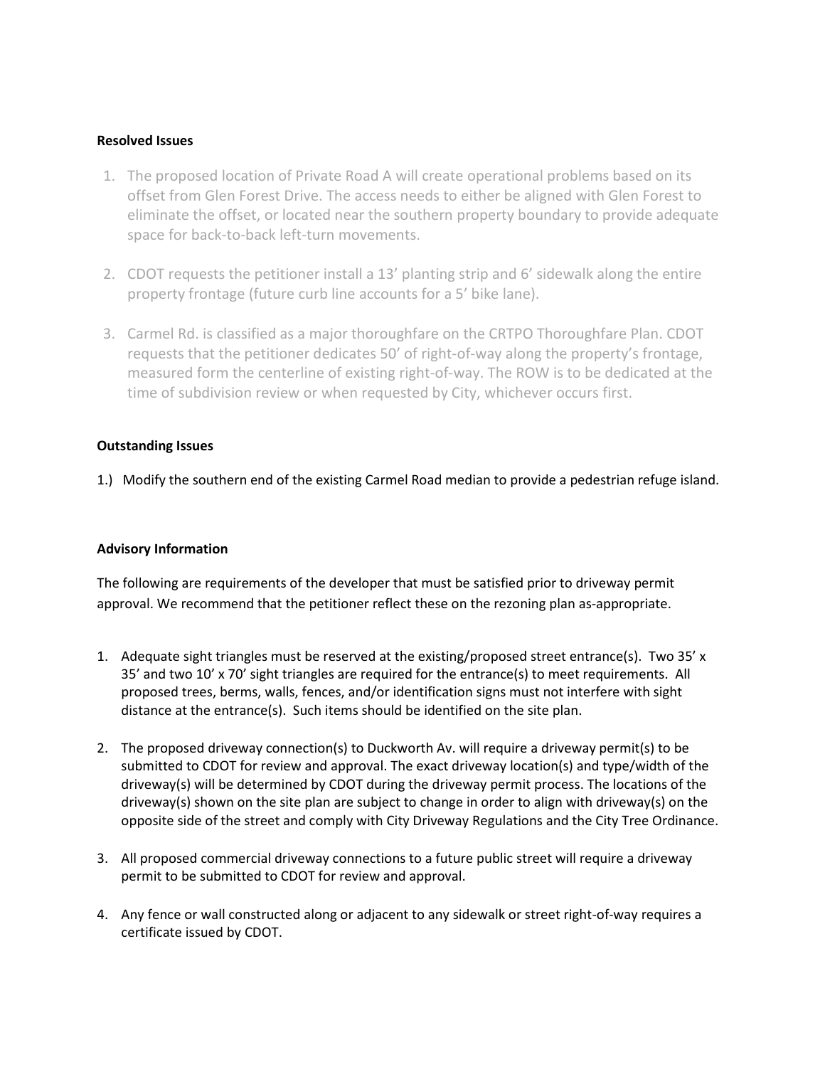**Resolved Issues**

1. The proposed location of Private Road A will create operational problems based on its offset from Glen Forest Drive. The access needs to either be aligned with Glen Forest to eliminate the offset, or located near the southern property boundary to provide adequate space for back-to-back left-turn movements.

2. CDOT requests the petitioner install a 13' planting strip and 6' sidewalk along the entire property frontage (future curb line accounts for a 5' bike lane).

3. Carmel Rd. is classified as a major thoroughfare on the CRTPO Thoroughfare Plan. CDOT requests that the petitioner dedicates 50' of right-of-way along the property's frontage, measured form the centerline of existing right-of-way. The ROW is to be dedicated at the time of subdivision review or when requested by City, whichever occurs first.

**Outstanding Issues**

1.) Modify the southern end of the existing Carmel Road median to provide a pedestrian refuge island.

**Advisory Information**

The following are requirements of the developer that must be satisfied prior to driveway permit approval. We recommend that the petitioner reflect these on the rezoning plan as-appropriate.

1. Adequate sight triangles must be reserved at the existing/proposed street entrance(s). Two 35' x 35' and two 10' x 70' sight triangles are required for the entrance(s) to meet requirements. All proposed trees, berms, walls, fences, and/or identification signs must not interfere with sight distance at the entrance(s). Such items should be identified on the site plan.

2. The proposed driveway connection(s) to Duckworth Av. will require a driveway permit(s) to be submitted to CDOT for review and approval. The exact driveway location(s) and type/width of the driveway(s) will be determined by CDOT during the driveway permit process. The locations of the driveway(s) shown on the site plan are subject to change in order to align with driveway(s) on the opposite side of the street and comply with City Driveway Regulations and the City Tree Ordinance.

3. All proposed commercial driveway connections to a future public street will require a driveway permit to be submitted to CDOT for review and approval.

4. Any fence or wall constructed along or adjacent to any sidewalk or street right-of-way requires a certificate issued by CDOT.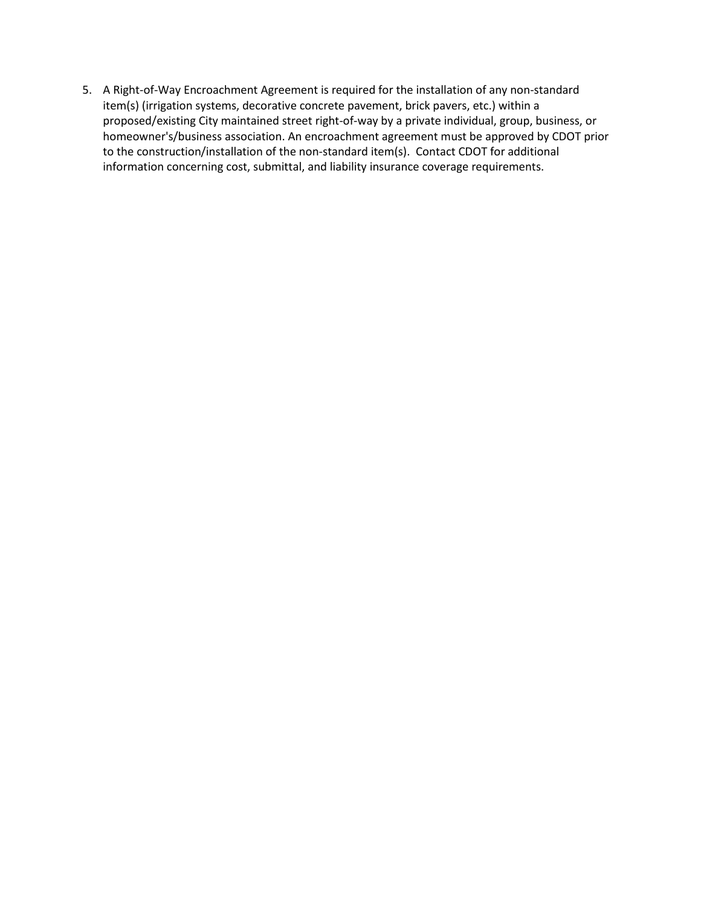5. A Right-of-Way Encroachment Agreement is required for the installation of any non-standard item(s) (irrigation systems, decorative concrete pavement, brick pavers, etc.) within a proposed/existing City maintained street right-of-way by a private individual, group, business, or homeowner's/business association. An encroachment agreement must be approved by CDOT prior to the construction/installation of the non-standard item(s). Contact CDOT for additional information concerning cost, submittal, and liability insurance coverage requirements.